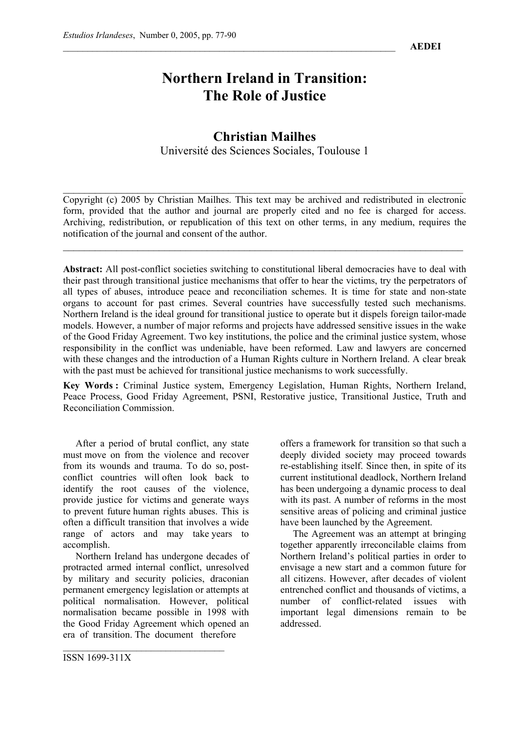# Northern Ireland in Transition: The Role of Justice

**Christian Mailhes**
Université des Sciences Sociales, Toulouse 1

Copyright (c) 2005 by Christian Mailhes. This text may be archived and redistributed in electronic form, provided that the author and journal are properly cited and no fee is charged for access. Archiving, redistribution, or republication of this text on other terms, in any medium, requires the notification of the journal and consent of the author.

**Abstract:** All post-conflict societies switching to constitutional liberal democracies have to deal with their past through transitional justice mechanisms that offer to hear the victims, try the perpetrators of all types of abuses, introduce peace and reconciliation schemes. It is time for state and non-state organs to account for past crimes. Several countries have successfully tested such mechanisms. Northern Ireland is the ideal ground for transitional justice to operate but it dispels foreign tailor-made models. However, a number of major reforms and projects have addressed sensitive issues in the wake of the Good Friday Agreement. Two key institutions, the police and the criminal justice system, whose responsibility in the conflict was undeniable, have been reformed. Law and lawyers are concerned with these changes and the introduction of a Human Rights culture in Northern Ireland. A clear break with the past must be achieved for transitional justice mechanisms to work successfully.

**Key Words :** Criminal Justice system, Emergency Legislation, Human Rights, Northern Ireland, Peace Process, Good Friday Agreement, PSNI, Restorative justice, Transitional Justice, Truth and Reconciliation Commission.

After a period of brutal conflict, any state must move on from the violence and recover from its wounds and trauma. To do so, post-conflict countries will often look back to identify the root causes of the violence, provide justice for victims and generate ways to prevent future human rights abuses. This is often a difficult transition that involves a wide range of actors and may take years to accomplish.

Northern Ireland has undergone decades of protracted armed internal conflict, unresolved by military and security policies, draconian permanent emergency legislation or attempts at political normalisation. However, political normalisation became possible in 1998 with the Good Friday Agreement which opened an era of transition. The document therefore offers a framework for transition so that such a deeply divided society may proceed towards re-establishing itself. Since then, in spite of its current institutional deadlock, Northern Ireland has been undergoing a dynamic process to deal with its past. A number of reforms in the most sensitive areas of policing and criminal justice have been launched by the Agreement.

The Agreement was an attempt at bringing together apparently irreconcilable claims from Northern Ireland's political parties in order to envisage a new start and a common future for all citizens. However, after decades of violent entrenched conflict and thousands of victims, a number of conflict-related issues with important legal dimensions remain to be addressed.

ISSN 1699-311X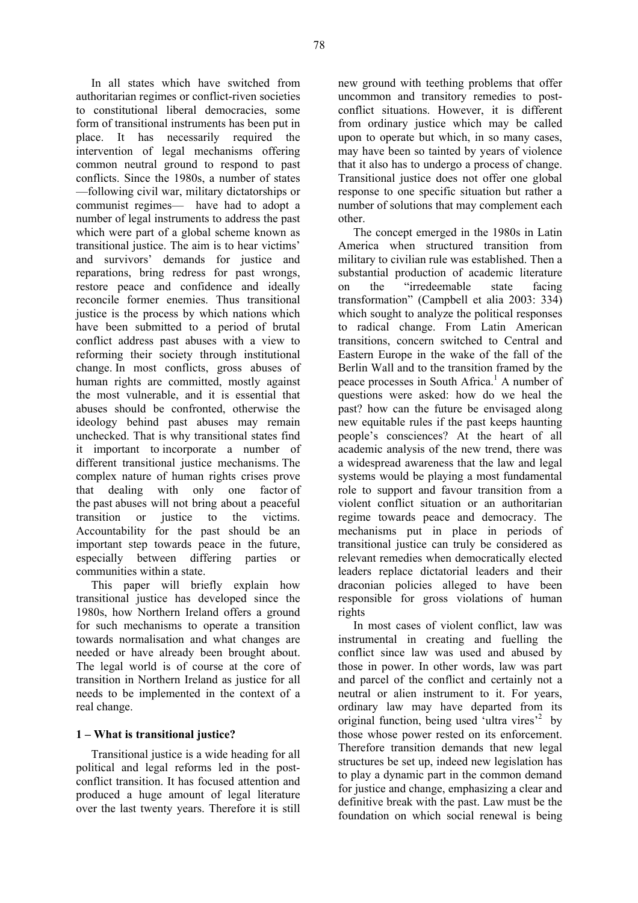In all states which have switched from authoritarian regimes or conflict-riven societies to constitutional liberal democracies, some form of transitional instruments has been put in place. It has necessarily required the intervention of legal mechanisms offering common neutral ground to respond to past conflicts. Since the 1980s, a number of states —following civil war, military dictatorships or communist regimes— have had to adopt a number of legal instruments to address the past which were part of a global scheme known as transitional justice. The aim is to hear victims' and survivors' demands for justice and reparations, bring redress for past wrongs, restore peace and confidence and ideally reconcile former enemies. Thus transitional justice is the process by which nations which have been submitted to a period of brutal conflict address past abuses with a view to reforming their society through institutional change. In most conflicts, gross abuses of human rights are committed, mostly against the most vulnerable, and it is essential that abuses should be confronted, otherwise the ideology behind past abuses may remain unchecked. That is why transitional states find it important to incorporate a number of different transitional justice mechanisms. The complex nature of human rights crises prove that dealing with only one factor of the past abuses will not bring about a peaceful transition or justice to the victims. Accountability for the past should be an important step towards peace in the future, especially between differing parties or communities within a state.

This paper will briefly explain how transitional justice has developed since the 1980s, how Northern Ireland offers a ground for such mechanisms to operate a transition towards normalisation and what changes are needed or have already been brought about. The legal world is of course at the core of transition in Northern Ireland as justice for all needs to be implemented in the context of a real change.

## 1 – What is transitional justice?

Transitional justice is a wide heading for all political and legal reforms led in the post-conflict transition. It has focused attention and produced a huge amount of legal literature over the last twenty years. Therefore it is still new ground with teething problems that offer uncommon and transitory remedies to post-conflict situations. However, it is different from ordinary justice which may be called upon to operate but which, in so many cases, may have been so tainted by years of violence that it also has to undergo a process of change. Transitional justice does not offer one global response to one specific situation but rather a number of solutions that may complement each other.

The concept emerged in the 1980s in Latin America when structured transition from military to civilian rule was established. Then a substantial production of academic literature on the "irredeemable state facing transformation" (Campbell et alia 2003: 334) which sought to analyze the political responses to radical change. From Latin American transitions, concern switched to Central and Eastern Europe in the wake of the fall of the Berlin Wall and to the transition framed by the peace processes in South Africa.[1] A number of questions were asked: how do we heal the past? how can the future be envisaged along new equitable rules if the past keeps haunting people's consciences? At the heart of all academic analysis of the new trend, there was a widespread awareness that the law and legal systems would be playing a most fundamental role to support and favour transition from a violent conflict situation or an authoritarian regime towards peace and democracy. The mechanisms put in place in periods of transitional justice can truly be considered as relevant remedies when democratically elected leaders replace dictatorial leaders and their draconian policies alleged to have been responsible for gross violations of human rights

In most cases of violent conflict, law was instrumental in creating and fuelling the conflict since law was used and abused by those in power. In other words, law was part and parcel of the conflict and certainly not a neutral or alien instrument to it. For years, ordinary law may have departed from its original function, being used 'ultra vires'[2] by those whose power rested on its enforcement. Therefore transition demands that new legal structures be set up, indeed new legislation has to play a dynamic part in the common demand for justice and change, emphasizing a clear and definitive break with the past. Law must be the foundation on which social renewal is being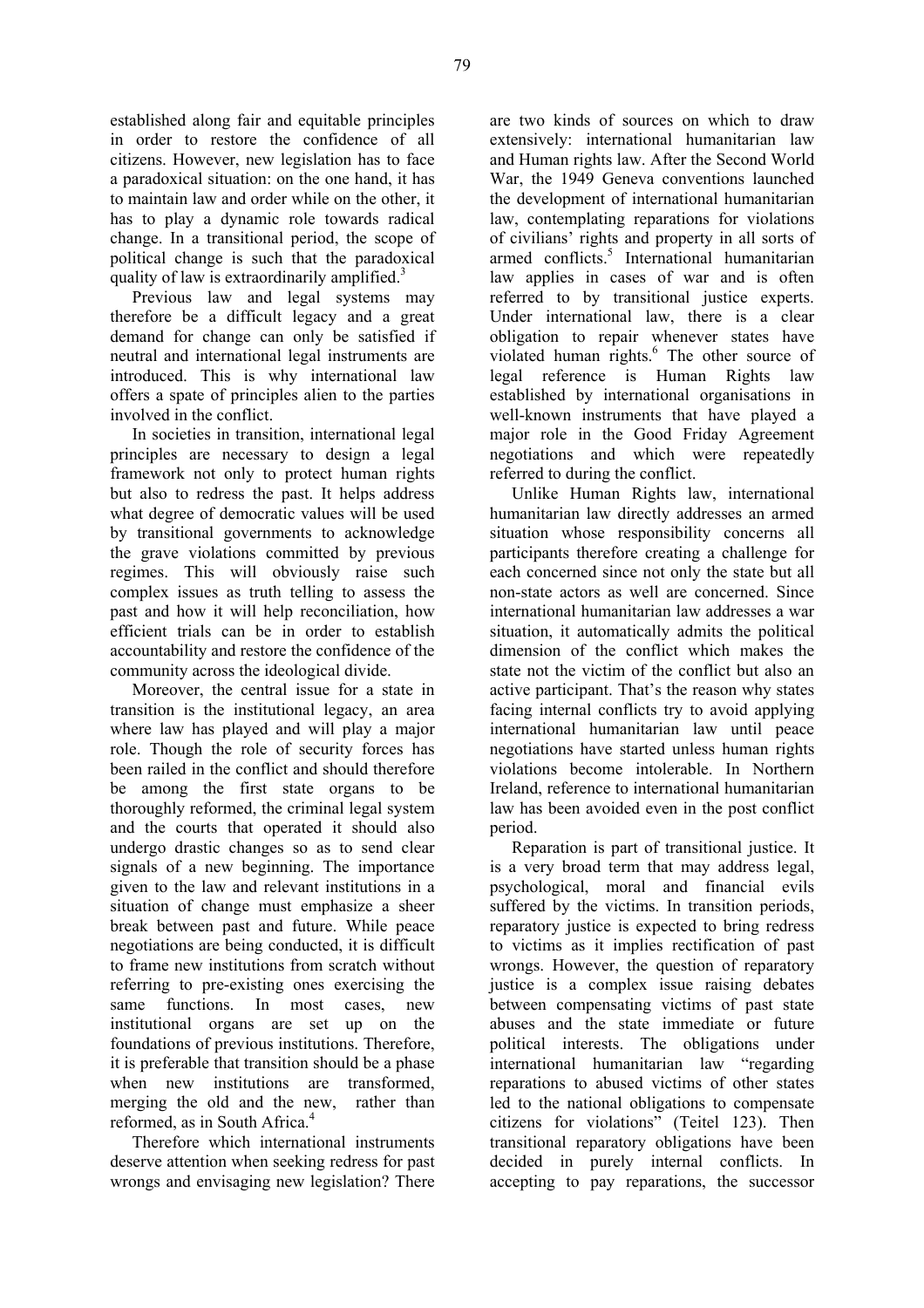established along fair and equitable principles in order to restore the confidence of all citizens. However, new legislation has to face a paradoxical situation: on the one hand, it has to maintain law and order while on the other, it has to play a dynamic role towards radical change. In a transitional period, the scope of political change is such that the paradoxical quality of law is extraordinarily amplified.[3]

Previous law and legal systems may therefore be a difficult legacy and a great demand for change can only be satisfied if neutral and international legal instruments are introduced. This is why international law offers a spate of principles alien to the parties involved in the conflict.

In societies in transition, international legal principles are necessary to design a legal framework not only to protect human rights but also to redress the past. It helps address what degree of democratic values will be used by transitional governments to acknowledge the grave violations committed by previous regimes. This will obviously raise such complex issues as truth telling to assess the past and how it will help reconciliation, how efficient trials can be in order to establish accountability and restore the confidence of the community across the ideological divide.

Moreover, the central issue for a state in transition is the institutional legacy, an area where law has played and will play a major role. Though the role of security forces has been railed in the conflict and should therefore be among the first state organs to be thoroughly reformed, the criminal legal system and the courts that operated it should also undergo drastic changes so as to send clear signals of a new beginning. The importance given to the law and relevant institutions in a situation of change must emphasize a sheer break between past and future. While peace negotiations are being conducted, it is difficult to frame new institutions from scratch without referring to pre-existing ones exercising the same functions. In most cases, new institutional organs are set up on the foundations of previous institutions. Therefore, it is preferable that transition should be a phase when new institutions are transformed, merging the old and the new, rather than reformed, as in South Africa.[4]

Therefore which international instruments deserve attention when seeking redress for past wrongs and envisaging new legislation? There are two kinds of sources on which to draw extensively: international humanitarian law and Human rights law. After the Second World War, the 1949 Geneva conventions launched the development of international humanitarian law, contemplating reparations for violations of civilians' rights and property in all sorts of armed conflicts.[5] International humanitarian law applies in cases of war and is often referred to by transitional justice experts. Under international law, there is a clear obligation to repair whenever states have violated human rights.[6] The other source of legal reference is Human Rights law established by international organisations in well-known instruments that have played a major role in the Good Friday Agreement negotiations and which were repeatedly referred to during the conflict.

Unlike Human Rights law, international humanitarian law directly addresses an armed situation whose responsibility concerns all participants therefore creating a challenge for each concerned since not only the state but all non-state actors as well are concerned. Since international humanitarian law addresses a war situation, it automatically admits the political dimension of the conflict which makes the state not the victim of the conflict but also an active participant. That's the reason why states facing internal conflicts try to avoid applying international humanitarian law until peace negotiations have started unless human rights violations become intolerable. In Northern Ireland, reference to international humanitarian law has been avoided even in the post conflict period.

Reparation is part of transitional justice. It is a very broad term that may address legal, psychological, moral and financial evils suffered by the victims. In transition periods, reparatory justice is expected to bring redress to victims as it implies rectification of past wrongs. However, the question of reparatory justice is a complex issue raising debates between compensating victims of past state abuses and the state immediate or future political interests. The obligations under international humanitarian law "regarding reparations to abused victims of other states led to the national obligations to compensate citizens for violations" (Teitel 123). Then transitional reparatory obligations have been decided in purely internal conflicts. In accepting to pay reparations, the successor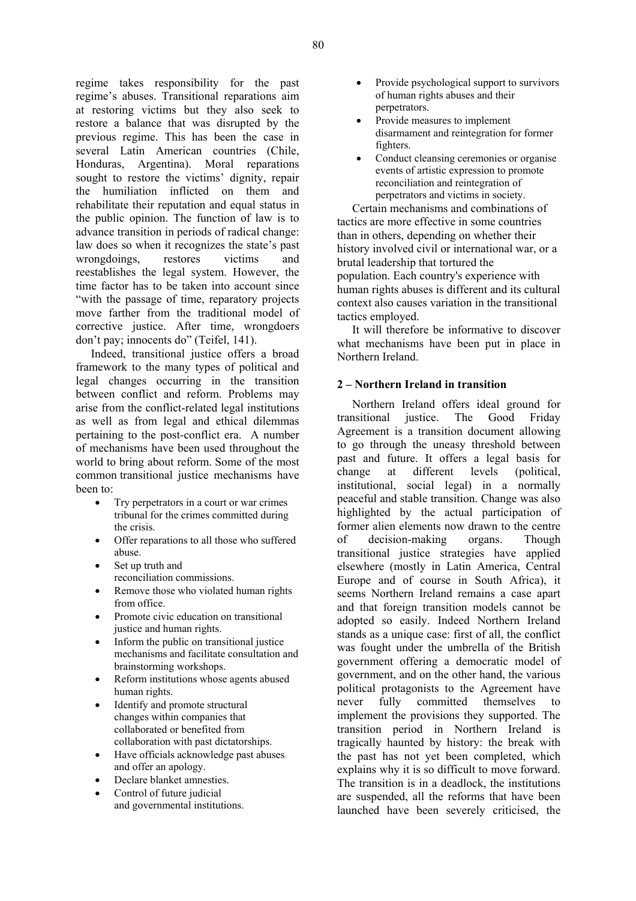regime takes responsibility for the past regime's abuses. Transitional reparations aim at restoring victims but they also seek to restore a balance that was disrupted by the previous regime. This has been the case in several Latin American countries (Chile, Honduras, Argentina). Moral reparations sought to restore the victims' dignity, repair the humiliation inflicted on them and rehabilitate their reputation and equal status in the public opinion. The function of law is to advance transition in periods of radical change: law does so when it recognizes the state's past wrongdoings, restores victims and reestablishes the legal system. However, the time factor has to be taken into account since "with the passage of time, reparatory projects move farther from the traditional model of corrective justice. After time, wrongdoers don't pay; innocents do" (Teifel, 141).

Indeed, transitional justice offers a broad framework to the many types of political and legal changes occurring in the transition between conflict and reform. Problems may arise from the conflict-related legal institutions as well as from legal and ethical dilemmas pertaining to the post-conflict era. A number of mechanisms have been used throughout the world to bring about reform. Some of the most common transitional justice mechanisms have been to:

- Try perpetrators in a court or war crimes tribunal for the crimes committed during the crisis.
- Offer reparations to all those who suffered abuse.
- Set up truth and reconciliation commissions.
- Remove those who violated human rights from office.
- Promote civic education on transitional justice and human rights.
- Inform the public on transitional justice mechanisms and facilitate consultation and brainstorming workshops.
- Reform institutions whose agents abused human rights.
- Identify and promote structural changes within companies that collaborated or benefited from collaboration with past dictatorships.
- Have officials acknowledge past abuses and offer an apology.
- Declare blanket amnesties.
- Control of future judicial and governmental institutions.
- Provide psychological support to survivors of human rights abuses and their perpetrators.
- Provide measures to implement disarmament and reintegration for former fighters.
- Conduct cleansing ceremonies or organise events of artistic expression to promote reconciliation and reintegration of perpetrators and victims in society.

Certain mechanisms and combinations of tactics are more effective in some countries than in others, depending on whether their history involved civil or international war, or a brutal leadership that tortured the population. Each country's experience with human rights abuses is different and its cultural context also causes variation in the transitional tactics employed.

It will therefore be informative to discover what mechanisms have been put in place in Northern Ireland.

## 2 – Northern Ireland in transition

Northern Ireland offers ideal ground for transitional justice. The Good Friday Agreement is a transition document allowing to go through the uneasy threshold between past and future. It offers a legal basis for change at different levels (political, institutional, social legal) in a normally peaceful and stable transition. Change was also highlighted by the actual participation of former alien elements now drawn to the centre of decision-making organs. Though transitional justice strategies have applied elsewhere (mostly in Latin America, Central Europe and of course in South Africa), it seems Northern Ireland remains a case apart and that foreign transition models cannot be adopted so easily. Indeed Northern Ireland stands as a unique case: first of all, the conflict was fought under the umbrella of the British government offering a democratic model of government, and on the other hand, the various political protagonists to the Agreement have never fully committed themselves to implement the provisions they supported. The transition period in Northern Ireland is tragically haunted by history: the break with the past has not yet been completed, which explains why it is so difficult to move forward. The transition is in a deadlock, the institutions are suspended, all the reforms that have been launched have been severely criticised, the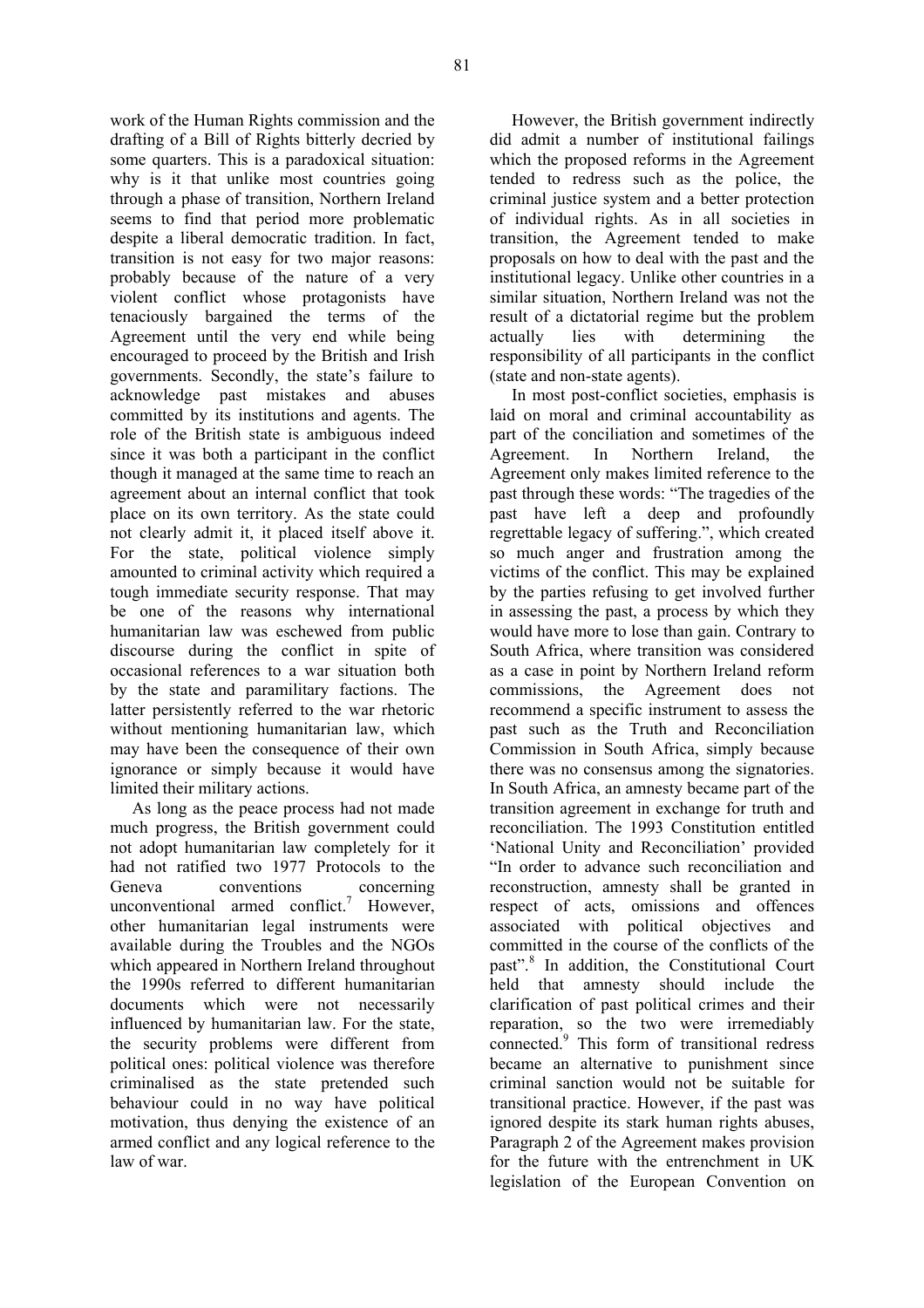work of the Human Rights commission and the drafting of a Bill of Rights bitterly decried by some quarters. This is a paradoxical situation: why is it that unlike most countries going through a phase of transition, Northern Ireland seems to find that period more problematic despite a liberal democratic tradition. In fact, transition is not easy for two major reasons: probably because of the nature of a very violent conflict whose protagonists have tenaciously bargained the terms of the Agreement until the very end while being encouraged to proceed by the British and Irish governments. Secondly, the state's failure to acknowledge past mistakes and abuses committed by its institutions and agents. The role of the British state is ambiguous indeed since it was both a participant in the conflict though it managed at the same time to reach an agreement about an internal conflict that took place on its own territory. As the state could not clearly admit it, it placed itself above it. For the state, political violence simply amounted to criminal activity which required a tough immediate security response. That may be one of the reasons why international humanitarian law was eschewed from public discourse during the conflict in spite of occasional references to a war situation both by the state and paramilitary factions. The latter persistently referred to the war rhetoric without mentioning humanitarian law, which may have been the consequence of their own ignorance or simply because it would have limited their military actions.

As long as the peace process had not made much progress, the British government could not adopt humanitarian law completely for it had not ratified two 1977 Protocols to the Geneva conventions concerning unconventional armed conflict.[7] However, other humanitarian legal instruments were available during the Troubles and the NGOs which appeared in Northern Ireland throughout the 1990s referred to different humanitarian documents which were not necessarily influenced by humanitarian law. For the state, the security problems were different from political ones: political violence was therefore criminalised as the state pretended such behaviour could in no way have political motivation, thus denying the existence of an armed conflict and any logical reference to the law of war.

However, the British government indirectly did admit a number of institutional failings which the proposed reforms in the Agreement tended to redress such as the police, the criminal justice system and a better protection of individual rights. As in all societies in transition, the Agreement tended to make proposals on how to deal with the past and the institutional legacy. Unlike other countries in a similar situation, Northern Ireland was not the result of a dictatorial regime but the problem actually lies with determining the responsibility of all participants in the conflict (state and non-state agents).

In most post-conflict societies, emphasis is laid on moral and criminal accountability as part of the conciliation and sometimes of the Agreement. In Northern Ireland, the Agreement only makes limited reference to the past through these words: "The tragedies of the past have left a deep and profoundly regrettable legacy of suffering.", which created so much anger and frustration among the victims of the conflict. This may be explained by the parties refusing to get involved further in assessing the past, a process by which they would have more to lose than gain. Contrary to South Africa, where transition was considered as a case in point by Northern Ireland reform commissions, the Agreement does not recommend a specific instrument to assess the past such as the Truth and Reconciliation Commission in South Africa, simply because there was no consensus among the signatories. In South Africa, an amnesty became part of the transition agreement in exchange for truth and reconciliation. The 1993 Constitution entitled 'National Unity and Reconciliation' provided "In order to advance such reconciliation and reconstruction, amnesty shall be granted in respect of acts, omissions and offences associated with political objectives and committed in the course of the conflicts of the past".[8] In addition, the Constitutional Court held that amnesty should include the clarification of past political crimes and their reparation, so the two were irremediably connected.[9] This form of transitional redress became an alternative to punishment since criminal sanction would not be suitable for transitional practice. However, if the past was ignored despite its stark human rights abuses, Paragraph 2 of the Agreement makes provision for the future with the entrenchment in UK legislation of the European Convention on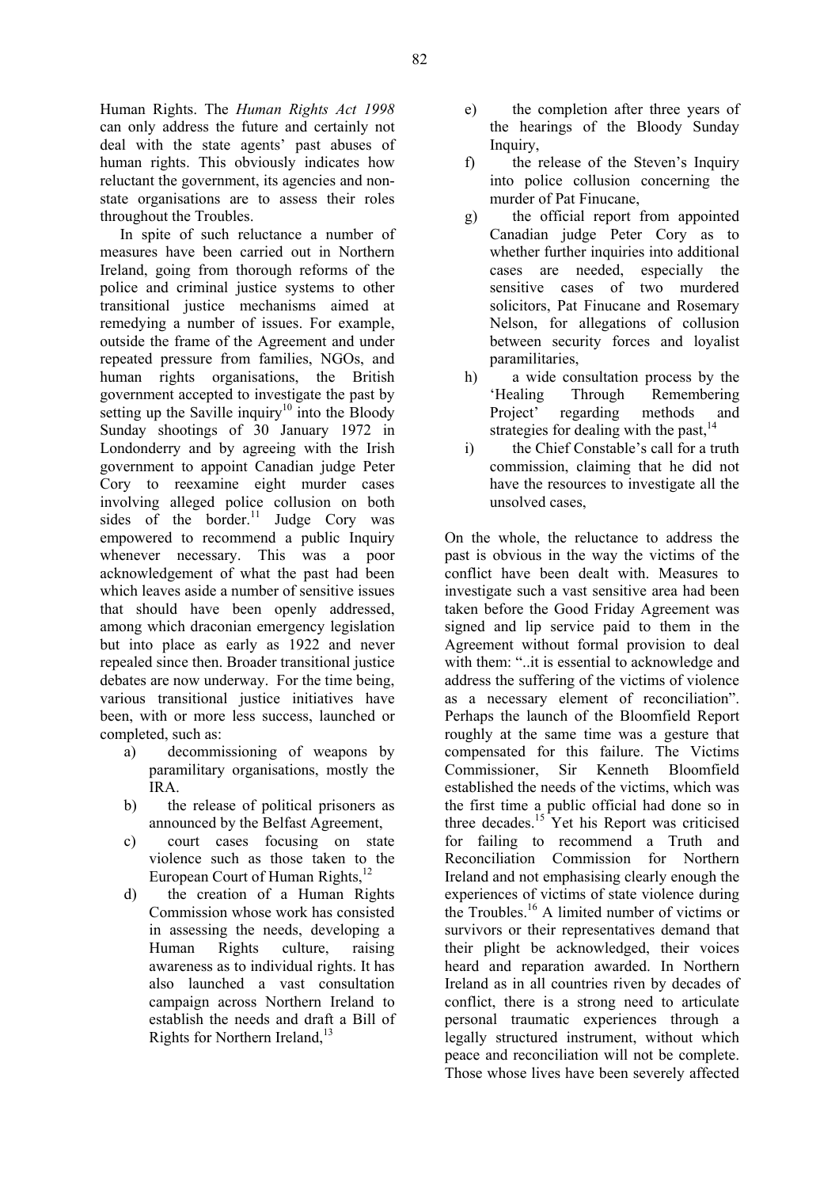Human Rights. The *Human Rights Act 1998* can only address the future and certainly not deal with the state agents' past abuses of human rights. This obviously indicates how reluctant the government, its agencies and non-state organisations are to assess their roles throughout the Troubles.

In spite of such reluctance a number of measures have been carried out in Northern Ireland, going from thorough reforms of the police and criminal justice systems to other transitional justice mechanisms aimed at remedying a number of issues. For example, outside the frame of the Agreement and under repeated pressure from families, NGOs, and human rights organisations, the British government accepted to investigate the past by setting up the Saville inquiry[10] into the Bloody Sunday shootings of 30 January 1972 in Londonderry and by agreeing with the Irish government to appoint Canadian judge Peter Cory to reexamine eight murder cases involving alleged police collusion on both sides of the border.[11] Judge Cory was empowered to recommend a public Inquiry whenever necessary. This was a poor acknowledgement of what the past had been which leaves aside a number of sensitive issues that should have been openly addressed, among which draconian emergency legislation but into place as early as 1922 and never repealed since then. Broader transitional justice debates are now underway. For the time being, various transitional justice initiatives have been, with or more less success, launched or completed, such as:

a) decommissioning of weapons by paramilitary organisations, mostly the IRA.
b) the release of political prisoners as announced by the Belfast Agreement,
c) court cases focusing on state violence such as those taken to the European Court of Human Rights,[12]
d) the creation of a Human Rights Commission whose work has consisted in assessing the needs, developing a Human Rights culture, raising awareness as to individual rights. It has also launched a vast consultation campaign across Northern Ireland to establish the needs and draft a Bill of Rights for Northern Ireland,[13]
e) the completion after three years of the hearings of the Bloody Sunday Inquiry,
f) the release of the Steven's Inquiry into police collusion concerning the murder of Pat Finucane,
g) the official report from appointed Canadian judge Peter Cory as to whether further inquiries into additional cases are needed, especially the sensitive cases of two murdered solicitors, Pat Finucane and Rosemary Nelson, for allegations of collusion between security forces and loyalist paramilitaries,
h) a wide consultation process by the 'Healing Through Remembering Project' regarding methods and strategies for dealing with the past,[14]
i) the Chief Constable's call for a truth commission, claiming that he did not have the resources to investigate all the unsolved cases,

On the whole, the reluctance to address the past is obvious in the way the victims of the conflict have been dealt with. Measures to investigate such a vast sensitive area had been taken before the Good Friday Agreement was signed and lip service paid to them in the Agreement without formal provision to deal with them: "..it is essential to acknowledge and address the suffering of the victims of violence as a necessary element of reconciliation". Perhaps the launch of the Bloomfield Report roughly at the same time was a gesture that compensated for this failure. The Victims Commissioner, Sir Kenneth Bloomfield established the needs of the victims, which was the first time a public official had done so in three decades.[15] Yet his Report was criticised for failing to recommend a Truth and Reconciliation Commission for Northern Ireland and not emphasising clearly enough the experiences of victims of state violence during the Troubles.[16] A limited number of victims or survivors or their representatives demand that their plight be acknowledged, their voices heard and reparation awarded. In Northern Ireland as in all countries riven by decades of conflict, there is a strong need to articulate personal traumatic experiences through a legally structured instrument, without which peace and reconciliation will not be complete. Those whose lives have been severely affected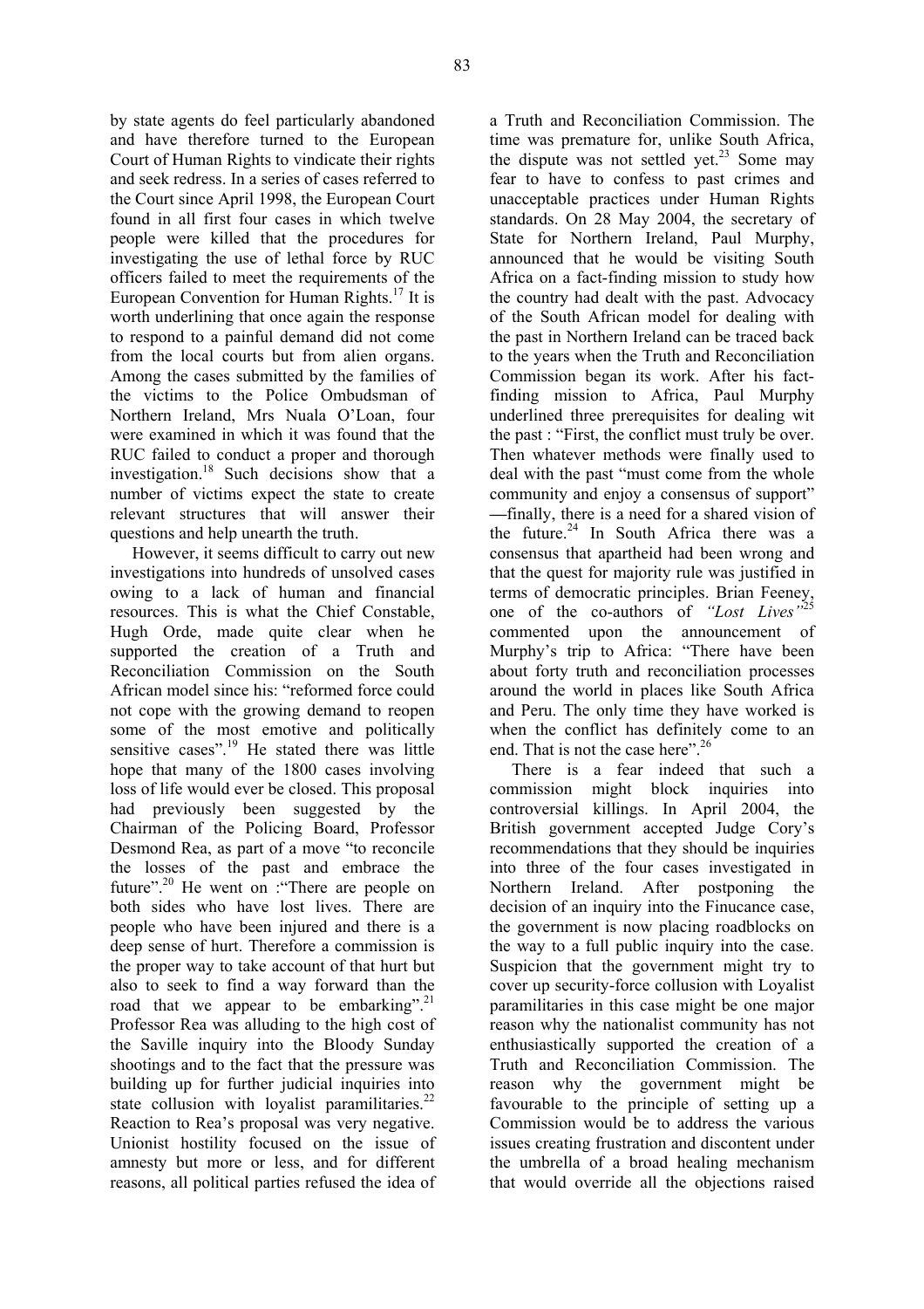by state agents do feel particularly abandoned and have therefore turned to the European Court of Human Rights to vindicate their rights and seek redress. In a series of cases referred to the Court since April 1998, the European Court found in all first four cases in which twelve people were killed that the procedures for investigating the use of lethal force by RUC officers failed to meet the requirements of the European Convention for Human Rights.[17] It is worth underlining that once again the response to respond to a painful demand did not come from the local courts but from alien organs. Among the cases submitted by the families of the victims to the Police Ombudsman of Northern Ireland, Mrs Nuala O'Loan, four were examined in which it was found that the RUC failed to conduct a proper and thorough investigation.[18] Such decisions show that a number of victims expect the state to create relevant structures that will answer their questions and help unearth the truth.

However, it seems difficult to carry out new investigations into hundreds of unsolved cases owing to a lack of human and financial resources. This is what the Chief Constable, Hugh Orde, made quite clear when he supported the creation of a Truth and Reconciliation Commission on the South African model since his: "reformed force could not cope with the growing demand to reopen some of the most emotive and politically sensitive cases".[19] He stated there was little hope that many of the 1800 cases involving loss of life would ever be closed. This proposal had previously been suggested by the Chairman of the Policing Board, Professor Desmond Rea, as part of a move "to reconcile the losses of the past and embrace the future".[20] He went on :"There are people on both sides who have lost lives. There are people who have been injured and there is a deep sense of hurt. Therefore a commission is the proper way to take account of that hurt but also to seek to find a way forward than the road that we appear to be embarking".[21] Professor Rea was alluding to the high cost of the Saville inquiry into the Bloody Sunday shootings and to the fact that the pressure was building up for further judicial inquiries into state collusion with loyalist paramilitaries.[22] Reaction to Rea's proposal was very negative. Unionist hostility focused on the issue of amnesty but more or less, and for different reasons, all political parties refused the idea of a Truth and Reconciliation Commission. The time was premature for, unlike South Africa, the dispute was not settled yet.[23] Some may fear to have to confess to past crimes and unacceptable practices under Human Rights standards. On 28 May 2004, the secretary of State for Northern Ireland, Paul Murphy, announced that he would be visiting South Africa on a fact-finding mission to study how the country had dealt with the past. Advocacy of the South African model for dealing with the past in Northern Ireland can be traced back to the years when the Truth and Reconciliation Commission began its work. After his fact-finding mission to Africa, Paul Murphy underlined three prerequisites for dealing wit the past : "First, the conflict must truly be over. Then whatever methods were finally used to deal with the past "must come from the whole community and enjoy a consensus of support" —finally, there is a need for a shared vision of the future.[24] In South Africa there was a consensus that apartheid had been wrong and that the quest for majority rule was justified in terms of democratic principles. Brian Feeney, one of the co-authors of *"Lost Lives"*[25] commented upon the announcement of Murphy's trip to Africa: "There have been about forty truth and reconciliation processes around the world in places like South Africa and Peru. The only time they have worked is when the conflict has definitely come to an end. That is not the case here".[26]

There is a fear indeed that such a commission might block inquiries into controversial killings. In April 2004, the British government accepted Judge Cory's recommendations that they should be inquiries into three of the four cases investigated in Northern Ireland. After postponing the decision of an inquiry into the Finucance case, the government is now placing roadblocks on the way to a full public inquiry into the case. Suspicion that the government might try to cover up security-force collusion with Loyalist paramilitaries in this case might be one major reason why the nationalist community has not enthusiastically supported the creation of a Truth and Reconciliation Commission. The reason why the government might be favourable to the principle of setting up a Commission would be to address the various issues creating frustration and discontent under the umbrella of a broad healing mechanism that would override all the objections raised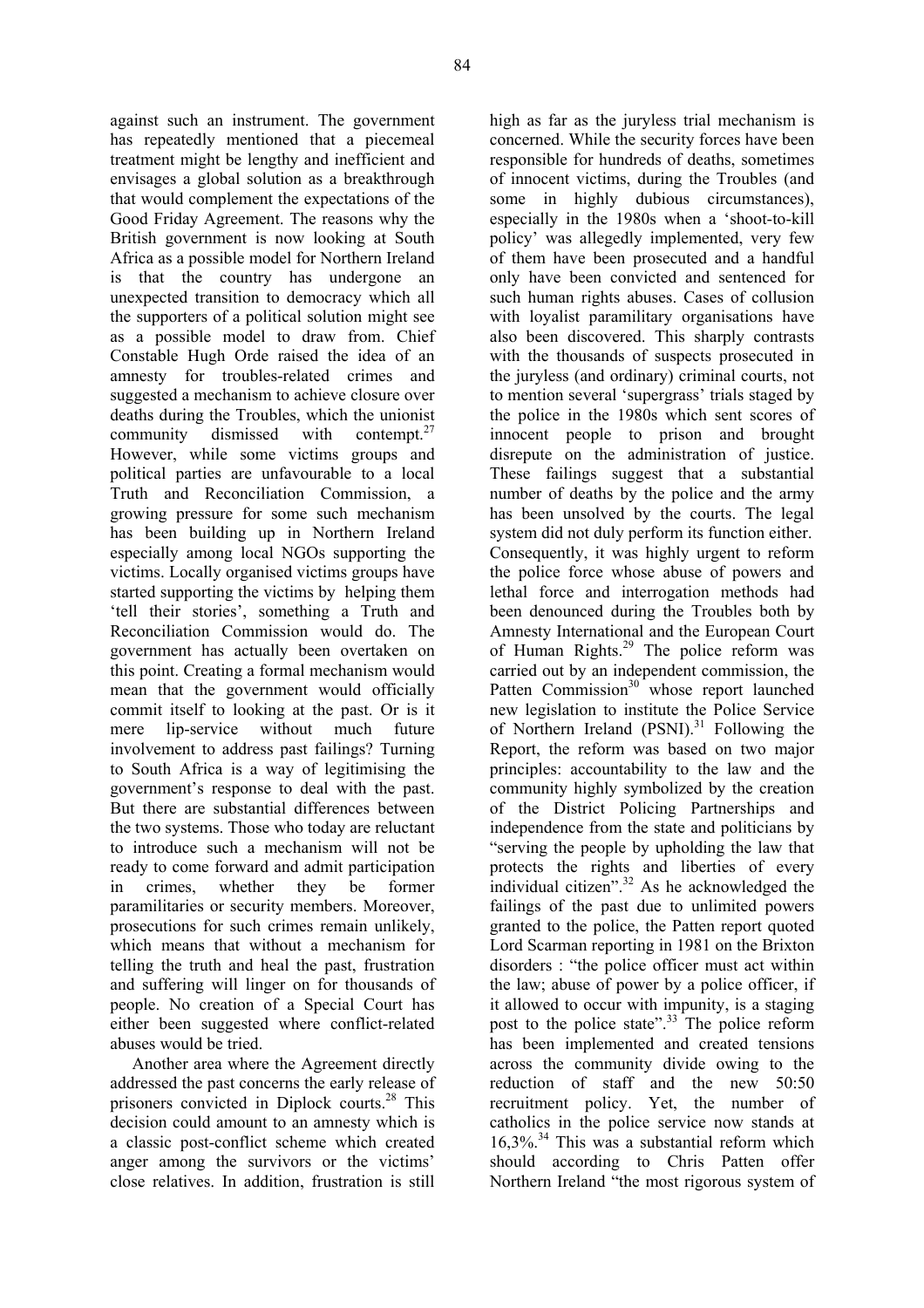against such an instrument. The government has repeatedly mentioned that a piecemeal treatment might be lengthy and inefficient and envisages a global solution as a breakthrough that would complement the expectations of the Good Friday Agreement. The reasons why the British government is now looking at South Africa as a possible model for Northern Ireland is that the country has undergone an unexpected transition to democracy which all the supporters of a political solution might see as a possible model to draw from. Chief Constable Hugh Orde raised the idea of an amnesty for troubles-related crimes and suggested a mechanism to achieve closure over deaths during the Troubles, which the unionist community dismissed with contempt.[27] However, while some victims groups and political parties are unfavourable to a local Truth and Reconciliation Commission, a growing pressure for some such mechanism has been building up in Northern Ireland especially among local NGOs supporting the victims. Locally organised victims groups have started supporting the victims by helping them 'tell their stories', something a Truth and Reconciliation Commission would do. The government has actually been overtaken on this point. Creating a formal mechanism would mean that the government would officially commit itself to looking at the past. Or is it mere lip-service without much future involvement to address past failings? Turning to South Africa is a way of legitimising the government's response to deal with the past. But there are substantial differences between the two systems. Those who today are reluctant to introduce such a mechanism will not be ready to come forward and admit participation in crimes, whether they be former paramilitaries or security members. Moreover, prosecutions for such crimes remain unlikely, which means that without a mechanism for telling the truth and heal the past, frustration and suffering will linger on for thousands of people. No creation of a Special Court has either been suggested where conflict-related abuses would be tried.

Another area where the Agreement directly addressed the past concerns the early release of prisoners convicted in Diplock courts.[28] This decision could amount to an amnesty which is a classic post-conflict scheme which created anger among the survivors or the victims' close relatives. In addition, frustration is still high as far as the juryless trial mechanism is concerned. While the security forces have been responsible for hundreds of deaths, sometimes of innocent victims, during the Troubles (and some in highly dubious circumstances), especially in the 1980s when a 'shoot-to-kill policy' was allegedly implemented, very few of them have been prosecuted and a handful only have been convicted and sentenced for such human rights abuses. Cases of collusion with loyalist paramilitary organisations have also been discovered. This sharply contrasts with the thousands of suspects prosecuted in the juryless (and ordinary) criminal courts, not to mention several 'supergrass' trials staged by the police in the 1980s which sent scores of innocent people to prison and brought disrepute on the administration of justice. These failings suggest that a substantial number of deaths by the police and the army has been unsolved by the courts. The legal system did not duly perform its function either. Consequently, it was highly urgent to reform the police force whose abuse of powers and lethal force and interrogation methods had been denounced during the Troubles both by Amnesty International and the European Court of Human Rights.[29] The police reform was carried out by an independent commission, the Patten Commission[30] whose report launched new legislation to institute the Police Service of Northern Ireland (PSNI).[31] Following the Report, the reform was based on two major principles: accountability to the law and the community highly symbolized by the creation of the District Policing Partnerships and independence from the state and politicians by "serving the people by upholding the law that protects the rights and liberties of every individual citizen".[32] As he acknowledged the failings of the past due to unlimited powers granted to the police, the Patten report quoted Lord Scarman reporting in 1981 on the Brixton disorders : "the police officer must act within the law; abuse of power by a police officer, if it allowed to occur with impunity, is a staging post to the police state".[33] The police reform has been implemented and created tensions across the community divide owing to the reduction of staff and the new 50:50 recruitment policy. Yet, the number of catholics in the police service now stands at 16,3%.[34] This was a substantial reform which should according to Chris Patten offer Northern Ireland "the most rigorous system of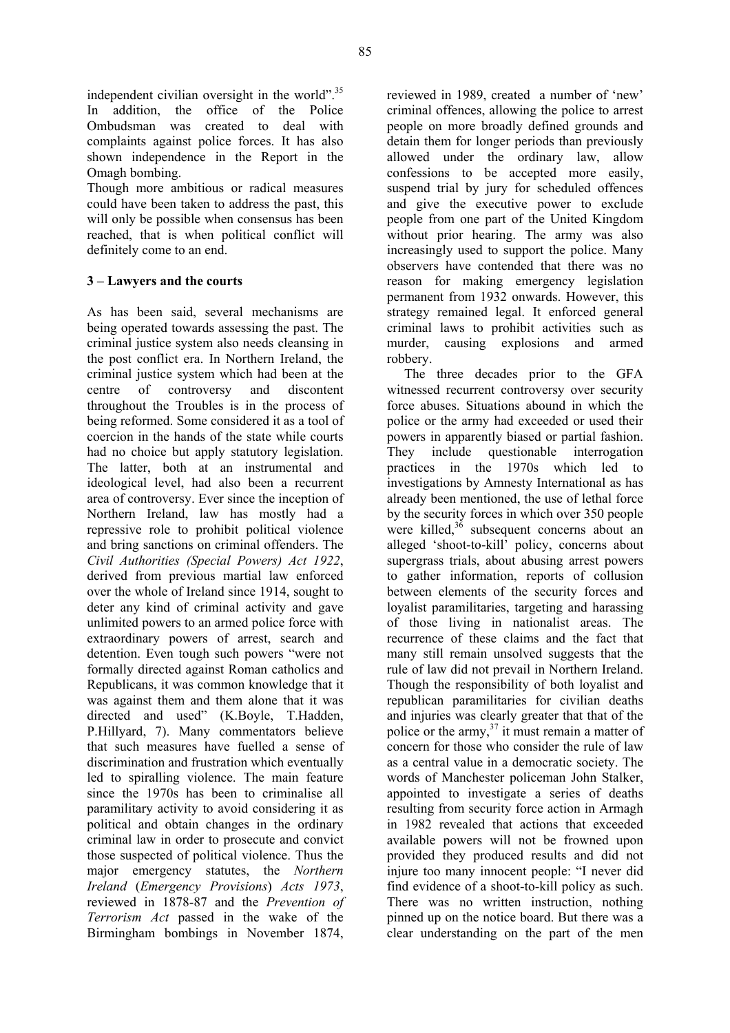independent civilian oversight in the world".[35] In addition, the office of the Police Ombudsman was created to deal with complaints against police forces. It has also shown independence in the Report in the Omagh bombing.

Though more ambitious or radical measures could have been taken to address the past, this will only be possible when consensus has been reached, that is when political conflict will definitely come to an end.

### 3 – Lawyers and the courts

As has been said, several mechanisms are being operated towards assessing the past. The criminal justice system also needs cleansing in the post conflict era. In Northern Ireland, the criminal justice system which had been at the centre of controversy and discontent throughout the Troubles is in the process of being reformed. Some considered it as a tool of coercion in the hands of the state while courts had no choice but apply statutory legislation. The latter, both at an instrumental and ideological level, had also been a recurrent area of controversy. Ever since the inception of Northern Ireland, law has mostly had a repressive role to prohibit political violence and bring sanctions on criminal offenders. The *Civil Authorities (Special Powers) Act 1922*, derived from previous martial law enforced over the whole of Ireland since 1914, sought to deter any kind of criminal activity and gave unlimited powers to an armed police force with extraordinary powers of arrest, search and detention. Even tough such powers "were not formally directed against Roman catholics and Republicans, it was common knowledge that it was against them and them alone that it was directed and used" (K.Boyle, T.Hadden, P.Hillyard, 7). Many commentators believe that such measures have fuelled a sense of discrimination and frustration which eventually led to spiralling violence. The main feature since the 1970s has been to criminalise all paramilitary activity to avoid considering it as political and obtain changes in the ordinary criminal law in order to prosecute and convict those suspected of political violence. Thus the major emergency statutes, the *Northern Ireland* (*Emergency Provisions*) *Acts 1973*, reviewed in 1878-87 and the *Prevention of Terrorism Act* passed in the wake of the Birmingham bombings in November 1874, reviewed in 1989, created a number of 'new' criminal offences, allowing the police to arrest people on more broadly defined grounds and detain them for longer periods than previously allowed under the ordinary law, allow confessions to be accepted more easily, suspend trial by jury for scheduled offences and give the executive power to exclude people from one part of the United Kingdom without prior hearing. The army was also increasingly used to support the police. Many observers have contended that there was no reason for making emergency legislation permanent from 1932 onwards. However, this strategy remained legal. It enforced general criminal laws to prohibit activities such as murder, causing explosions and armed robbery.

The three decades prior to the GFA witnessed recurrent controversy over security force abuses. Situations abound in which the police or the army had exceeded or used their powers in apparently biased or partial fashion. They include questionable interrogation practices in the 1970s which led to investigations by Amnesty International as has already been mentioned, the use of lethal force by the security forces in which over 350 people were killed,[36] subsequent concerns about an alleged 'shoot-to-kill' policy, concerns about supergrass trials, about abusing arrest powers to gather information, reports of collusion between elements of the security forces and loyalist paramilitaries, targeting and harassing of those living in nationalist areas. The recurrence of these claims and the fact that many still remain unsolved suggests that the rule of law did not prevail in Northern Ireland. Though the responsibility of both loyalist and republican paramilitaries for civilian deaths and injuries was clearly greater that that of the police or the army,[37] it must remain a matter of concern for those who consider the rule of law as a central value in a democratic society. The words of Manchester policeman John Stalker, appointed to investigate a series of deaths resulting from security force action in Armagh in 1982 revealed that actions that exceeded available powers will not be frowned upon provided they produced results and did not injure too many innocent people: "I never did find evidence of a shoot-to-kill policy as such. There was no written instruction, nothing pinned up on the notice board. But there was a clear understanding on the part of the men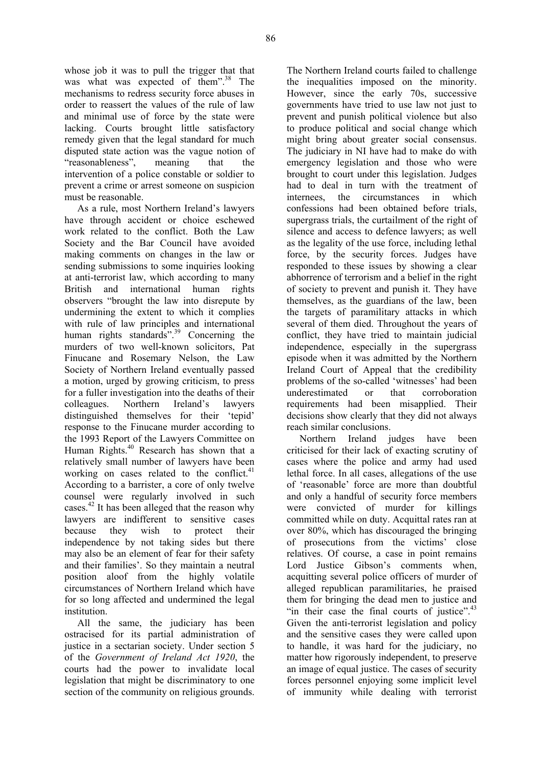whose job it was to pull the trigger that that was what was expected of them".[38] The mechanisms to redress security force abuses in order to reassert the values of the rule of law and minimal use of force by the state were lacking. Courts brought little satisfactory remedy given that the legal standard for much disputed state action was the vague notion of "reasonableness", meaning that the intervention of a police constable or soldier to prevent a crime or arrest someone on suspicion must be reasonable.

As a rule, most Northern Ireland's lawyers have through accident or choice eschewed work related to the conflict. Both the Law Society and the Bar Council have avoided making comments on changes in the law or sending submissions to some inquiries looking at anti-terrorist law, which according to many British and international human rights observers "brought the law into disrepute by undermining the extent to which it complies with rule of law principles and international human rights standards".[39] Concerning the murders of two well-known solicitors, Pat Finucane and Rosemary Nelson, the Law Society of Northern Ireland eventually passed a motion, urged by growing criticism, to press for a fuller investigation into the deaths of their colleagues. Northern Ireland's lawyers distinguished themselves for their 'tepid' response to the Finucane murder according to the 1993 Report of the Lawyers Committee on Human Rights.[40] Research has shown that a relatively small number of lawyers have been working on cases related to the conflict.[41] According to a barrister, a core of only twelve counsel were regularly involved in such cases.[42] It has been alleged that the reason why lawyers are indifferent to sensitive cases because they wish to protect their independence by not taking sides but there may also be an element of fear for their safety and their families'. So they maintain a neutral position aloof from the highly volatile circumstances of Northern Ireland which have for so long affected and undermined the legal institution.

All the same, the judiciary has been ostracised for its partial administration of justice in a sectarian society. Under section 5 of the *Government of Ireland Act 1920*, the courts had the power to invalidate local legislation that might be discriminatory to one section of the community on religious grounds. The Northern Ireland courts failed to challenge the inequalities imposed on the minority. However, since the early 70s, successive governments have tried to use law not just to prevent and punish political violence but also to produce political and social change which might bring about greater social consensus. The judiciary in NI have had to make do with emergency legislation and those who were brought to court under this legislation. Judges had to deal in turn with the treatment of internees, the circumstances in which confessions had been obtained before trials, supergrass trials, the curtailment of the right of silence and access to defence lawyers; as well as the legality of the use force, including lethal force, by the security forces. Judges have responded to these issues by showing a clear abhorrence of terrorism and a belief in the right of society to prevent and punish it. They have themselves, as the guardians of the law, been the targets of paramilitary attacks in which several of them died. Throughout the years of conflict, they have tried to maintain judicial independence, especially in the supergrass episode when it was admitted by the Northern Ireland Court of Appeal that the credibility problems of the so-called 'witnesses' had been underestimated or that corroboration requirements had been misapplied. Their decisions show clearly that they did not always reach similar conclusions.

Northern Ireland judges have been criticised for their lack of exacting scrutiny of cases where the police and army had used lethal force. In all cases, allegations of the use of 'reasonable' force are more than doubtful and only a handful of security force members were convicted of murder for killings committed while on duty. Acquittal rates ran at over 80%, which has discouraged the bringing of prosecutions from the victims' close relatives. Of course, a case in point remains Lord Justice Gibson's comments when, acquitting several police officers of murder of alleged republican paramilitaries, he praised them for bringing the dead men to justice and "in their case the final courts of justice".[43] Given the anti-terrorist legislation and policy and the sensitive cases they were called upon to handle, it was hard for the judiciary, no matter how rigorously independent, to preserve an image of equal justice. The cases of security forces personnel enjoying some implicit level of immunity while dealing with terrorist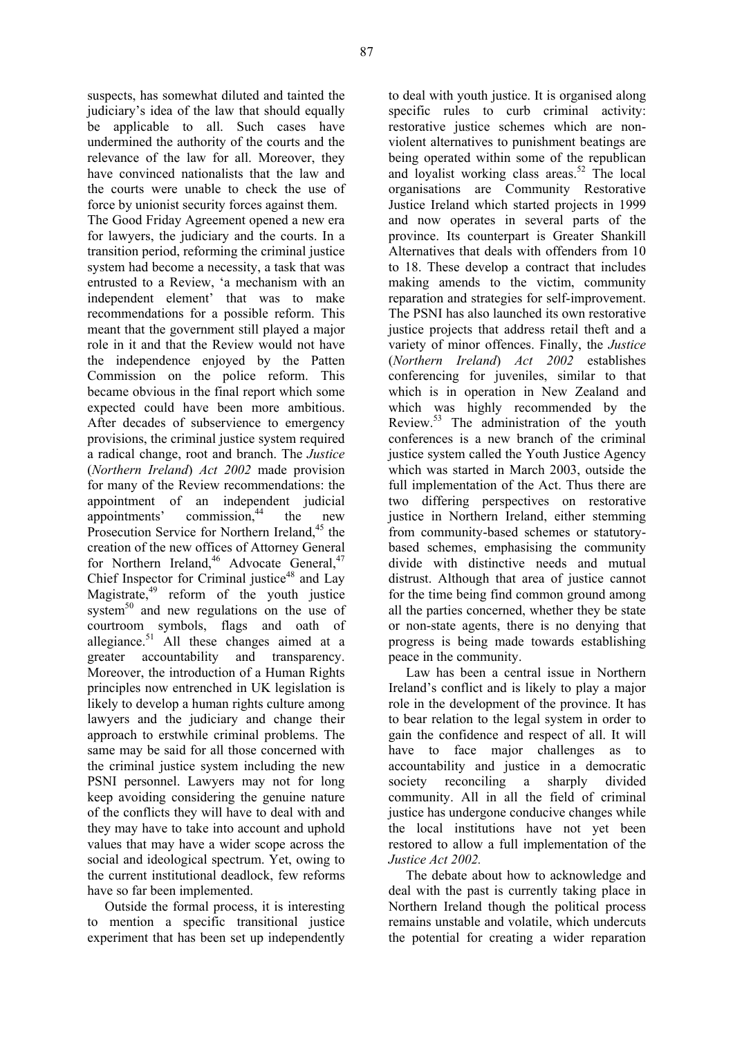suspects, has somewhat diluted and tainted the judiciary's idea of the law that should equally be applicable to all. Such cases have undermined the authority of the courts and the relevance of the law for all. Moreover, they have convinced nationalists that the law and the courts were unable to check the use of force by unionist security forces against them.

The Good Friday Agreement opened a new era for lawyers, the judiciary and the courts. In a transition period, reforming the criminal justice system had become a necessity, a task that was entrusted to a Review, 'a mechanism with an independent element' that was to make recommendations for a possible reform. This meant that the government still played a major role in it and that the Review would not have the independence enjoyed by the Patten Commission on the police reform. This became obvious in the final report which some expected could have been more ambitious. After decades of subservience to emergency provisions, the criminal justice system required a radical change, root and branch. The *Justice* (*Northern Ireland*) *Act 2002* made provision for many of the Review recommendations: the appointment of an independent judicial appointments' commission,[44] the new Prosecution Service for Northern Ireland,[45] the creation of the new offices of Attorney General for Northern Ireland,[46] Advocate General,[47] Chief Inspector for Criminal justice[48] and Lay Magistrate,[49] reform of the youth justice system[50] and new regulations on the use of courtroom symbols, flags and oath of allegiance.[51] All these changes aimed at a greater accountability and transparency. Moreover, the introduction of a Human Rights principles now entrenched in UK legislation is likely to develop a human rights culture among lawyers and the judiciary and change their approach to erstwhile criminal problems. The same may be said for all those concerned with the criminal justice system including the new PSNI personnel. Lawyers may not for long keep avoiding considering the genuine nature of the conflicts they will have to deal with and they may have to take into account and uphold values that may have a wider scope across the social and ideological spectrum. Yet, owing to the current institutional deadlock, few reforms have so far been implemented.

Outside the formal process, it is interesting to mention a specific transitional justice experiment that has been set up independently to deal with youth justice. It is organised along specific rules to curb criminal activity: restorative justice schemes which are non-violent alternatives to punishment beatings are being operated within some of the republican and loyalist working class areas.[52] The local organisations are Community Restorative Justice Ireland which started projects in 1999 and now operates in several parts of the province. Its counterpart is Greater Shankill Alternatives that deals with offenders from 10 to 18. These develop a contract that includes making amends to the victim, community reparation and strategies for self-improvement. The PSNI has also launched its own restorative justice projects that address retail theft and a variety of minor offences. Finally, the *Justice* (*Northern Ireland*) *Act 2002* establishes conferencing for juveniles, similar to that which is in operation in New Zealand and which was highly recommended by the Review.[53] The administration of the youth conferences is a new branch of the criminal justice system called the Youth Justice Agency which was started in March 2003, outside the full implementation of the Act. Thus there are two differing perspectives on restorative justice in Northern Ireland, either stemming from community-based schemes or statutory-based schemes, emphasising the community divide with distinctive needs and mutual distrust. Although that area of justice cannot for the time being find common ground among all the parties concerned, whether they be state or non-state agents, there is no denying that progress is being made towards establishing peace in the community.

Law has been a central issue in Northern Ireland's conflict and is likely to play a major role in the development of the province. It has to bear relation to the legal system in order to gain the confidence and respect of all. It will have to face major challenges as to accountability and justice in a democratic society reconciling a sharply divided community. All in all the field of criminal justice has undergone conducive changes while the local institutions have not yet been restored to allow a full implementation of the *Justice Act 2002.*

The debate about how to acknowledge and deal with the past is currently taking place in Northern Ireland though the political process remains unstable and volatile, which undercuts the potential for creating a wider reparation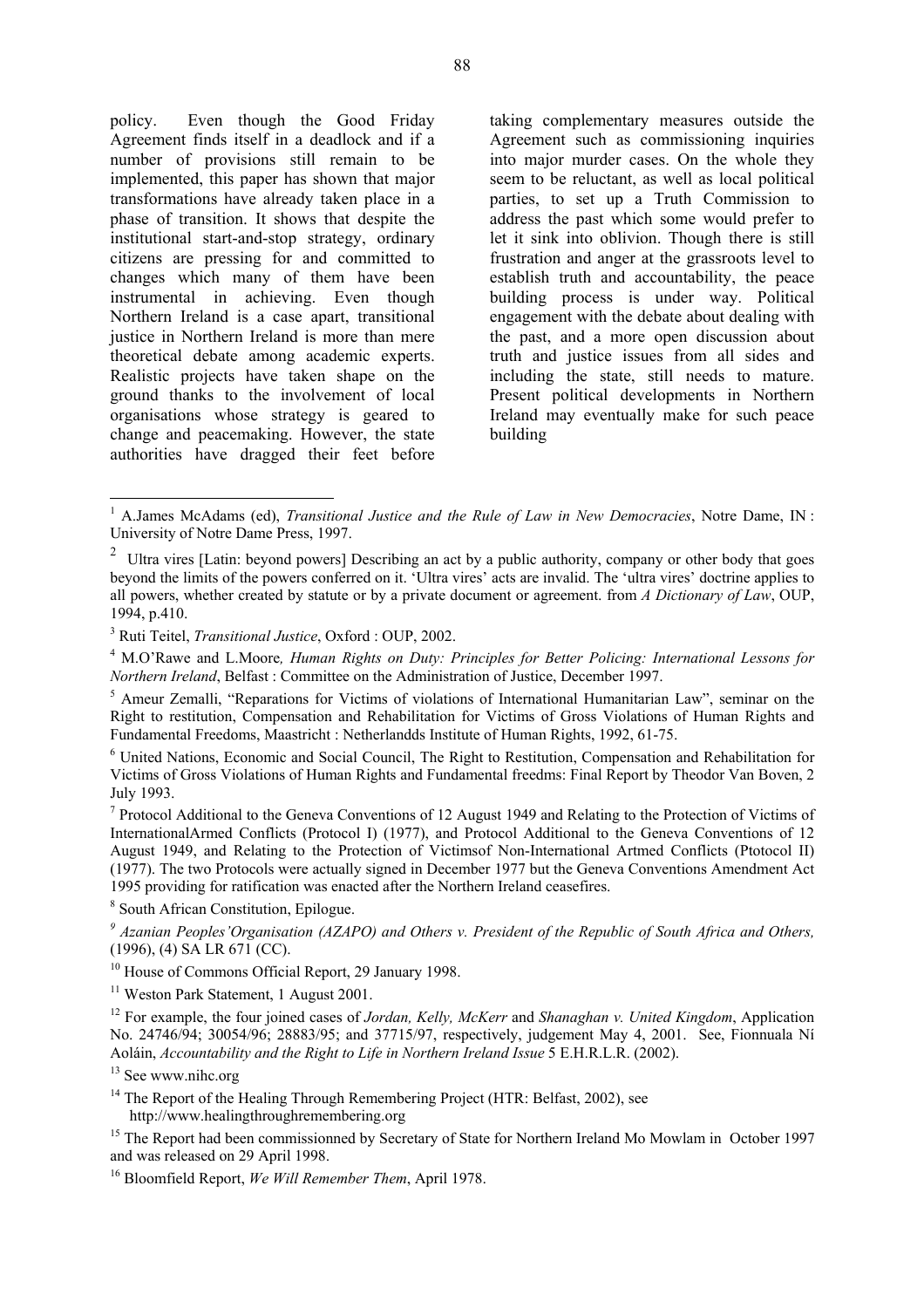policy. Even though the Good Friday Agreement finds itself in a deadlock and if a number of provisions still remain to be implemented, this paper has shown that major transformations have already taken place in a phase of transition. It shows that despite the institutional start-and-stop strategy, ordinary citizens are pressing for and committed to changes which many of them have been instrumental in achieving. Even though Northern Ireland is a case apart, transitional justice in Northern Ireland is more than mere theoretical debate among academic experts. Realistic projects have taken shape on the ground thanks to the involvement of local organisations whose strategy is geared to change and peacemaking. However, the state authorities have dragged their feet before taking complementary measures outside the Agreement such as commissioning inquiries into major murder cases. On the whole they seem to be reluctant, as well as local political parties, to set up a Truth Commission to address the past which some would prefer to let it sink into oblivion. Though there is still frustration and anger at the grassroots level to establish truth and accountability, the peace building process is under way. Political engagement with the debate about dealing with the past, and a more open discussion about truth and justice issues from all sides and including the state, still needs to mature. Present political developments in Northern Ireland may eventually make for such peace building

---

[1] A.James McAdams (ed), *Transitional Justice and the Rule of Law in New Democracies*, Notre Dame, IN : University of Notre Dame Press, 1997.

[2] Ultra vires [Latin: beyond powers] Describing an act by a public authority, company or other body that goes beyond the limits of the powers conferred on it. 'Ultra vires' acts are invalid. The 'ultra vires' doctrine applies to all powers, whether created by statute or by a private document or agreement. from *A Dictionary of Law*, OUP, 1994, p.410.

[3] Ruti Teitel, *Transitional Justice*, Oxford : OUP, 2002.

[4] M.O'Rawe and L.Moore*, Human Rights on Duty: Principles for Better Policing: International Lessons for Northern Ireland*, Belfast : Committee on the Administration of Justice, December 1997.

[5] Ameur Zemalli, "Reparations for Victims of violations of International Humanitarian Law", seminar on the Right to restitution, Compensation and Rehabilitation for Victims of Gross Violations of Human Rights and Fundamental Freedoms, Maastricht : Netherlandds Institute of Human Rights, 1992, 61-75.

[6] United Nations, Economic and Social Council, The Right to Restitution, Compensation and Rehabilitation for Victims of Gross Violations of Human Rights and Fundamental freedms: Final Report by Theodor Van Boven, 2 July 1993.

[7] Protocol Additional to the Geneva Conventions of 12 August 1949 and Relating to the Protection of Victims of InternationalArmed Conflicts (Protocol I) (1977), and Protocol Additional to the Geneva Conventions of 12 August 1949, and Relating to the Protection of Victimsof Non-International Artmed Conflicts (Ptotocol II) (1977). The two Protocols were actually signed in December 1977 but the Geneva Conventions Amendment Act 1995 providing for ratification was enacted after the Northern Ireland ceasefires.

[8] South African Constitution, Epilogue.

[9] *Azanian Peoples'Organisation (AZAPO) and Others v. President of the Republic of South Africa and Others,* (1996), (4) SA LR 671 (CC).

[10] House of Commons Official Report, 29 January 1998.

[11] Weston Park Statement, 1 August 2001.

[12] For example, the four joined cases of *Jordan, Kelly, McKerr* and *Shanaghan v. United Kingdom*, Application No. 24746/94; 30054/96; 28883/95; and 37715/97, respectively, judgement May 4, 2001. See, Fionnuala Ní Aoláin, *Accountability and the Right to Life in Northern Ireland Issue* 5 E.H.R.L.R. (2002).

[13] See www.nihc.org

[14] The Report of the Healing Through Remembering Project (HTR: Belfast, 2002), see http://www.healingthroughremembering.org

[15] The Report had been commissionned by Secretary of State for Northern Ireland Mo Mowlam in October 1997 and was released on 29 April 1998.

[16] Bloomfield Report, *We Will Remember Them*, April 1978.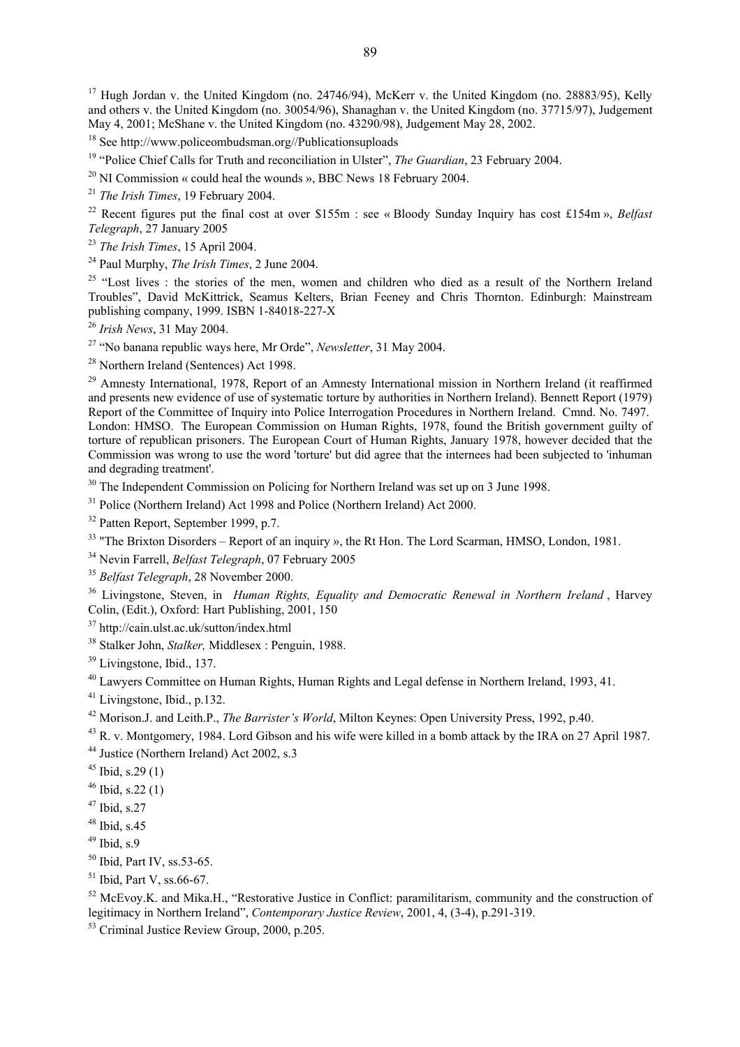[17] Hugh Jordan v. the United Kingdom (no. 24746/94), McKerr v. the United Kingdom (no. 28883/95), Kelly and others v. the United Kingdom (no. 30054/96), Shanaghan v. the United Kingdom (no. 37715/97), Judgement May 4, 2001; McShane v. the United Kingdom (no. 43290/98), Judgement May 28, 2002.

[18] See http://www.policeombudsman.org//Publicationsuploads

[19] "Police Chief Calls for Truth and reconciliation in Ulster", *The Guardian*, 23 February 2004.

[20] NI Commission « could heal the wounds », BBC News 18 February 2004.

[21] *The Irish Times*, 19 February 2004.

[22] Recent figures put the final cost at over $155m : see « Bloody Sunday Inquiry has cost £154m », *Belfast Telegraph*, 27 January 2005

[23] *The Irish Times*, 15 April 2004.

[24] Paul Murphy, *The Irish Times*, 2 June 2004.

[25] "Lost lives : the stories of the men, women and children who died as a result of the Northern Ireland Troubles", David McKittrick, Seamus Kelters, Brian Feeney and Chris Thornton. Edinburgh: Mainstream publishing company, 1999. ISBN 1-84018-227-X

[26] *Irish News*, 31 May 2004.

[27] "No banana republic ways here, Mr Orde", *Newsletter*, 31 May 2004.

[28] Northern Ireland (Sentences) Act 1998.

[29] Amnesty International, 1978, Report of an Amnesty International mission in Northern Ireland (it reaffirmed and presents new evidence of use of systematic torture by authorities in Northern Ireland). Bennett Report (1979) Report of the Committee of Inquiry into Police Interrogation Procedures in Northern Ireland. Cmnd. No. 7497. London: HMSO. The European Commission on Human Rights, 1978, found the British government guilty of torture of republican prisoners. The European Court of Human Rights, January 1978, however decided that the Commission was wrong to use the word 'torture' but did agree that the internees had been subjected to 'inhuman and degrading treatment'.

[30] The Independent Commission on Policing for Northern Ireland was set up on 3 June 1998.

[31] Police (Northern Ireland) Act 1998 and Police (Northern Ireland) Act 2000.

[32] Patten Report, September 1999, p.7.

[33] "The Brixton Disorders – Report of an inquiry », the Rt Hon. The Lord Scarman, HMSO, London, 1981.

[34] Nevin Farrell, *Belfast Telegraph*, 07 February 2005

[35] *Belfast Telegraph*, 28 November 2000.

[36] Livingstone, Steven, in *Human Rights, Equality and Democratic Renewal in Northern Ireland* , Harvey Colin, (Edit.), Oxford: Hart Publishing, 2001, 150

[37] http://cain.ulst.ac.uk/sutton/index.html

[38] Stalker John, *Stalker,* Middlesex : Penguin, 1988.

[39] Livingstone, Ibid., 137.

[40] Lawyers Committee on Human Rights, Human Rights and Legal defense in Northern Ireland, 1993, 41.

[41] Livingstone, Ibid., p.132.

[42] Morison.J. and Leith.P., *The Barrister's World*, Milton Keynes: Open University Press, 1992, p.40.

[43] R. v. Montgomery, 1984. Lord Gibson and his wife were killed in a bomb attack by the IRA on 27 April 1987.

[44] Justice (Northern Ireland) Act 2002, s.3

[45] Ibid, s.29 (1)

[46] Ibid, s.22 (1)

[47] Ibid, s.27

[48] Ibid, s.45

[49] Ibid, s.9

[50] Ibid, Part IV, ss.53-65.

[51] Ibid, Part V, ss.66-67.

[52] McEvoy.K. and Mika.H., "Restorative Justice in Conflict: paramilitarism, community and the construction of legitimacy in Northern Ireland", *Contemporary Justice Review*, 2001, 4, (3-4), p.291-319.

[53] Criminal Justice Review Group, 2000, p.205.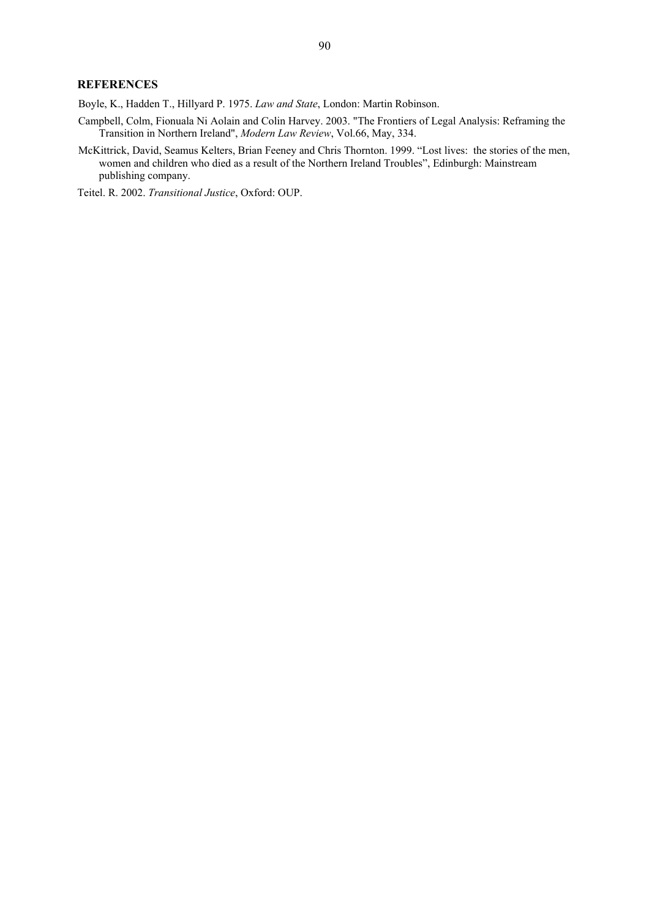## REFERENCES

Boyle, K., Hadden T., Hillyard P. 1975. *Law and State*, London: Martin Robinson.

Campbell, Colm, Fionuala Ni Aolain and Colin Harvey. 2003. "The Frontiers of Legal Analysis: Reframing the Transition in Northern Ireland", *Modern Law Review*, Vol.66, May, 334.

McKittrick, David, Seamus Kelters, Brian Feeney and Chris Thornton. 1999. "Lost lives: the stories of the men, women and children who died as a result of the Northern Ireland Troubles", Edinburgh: Mainstream publishing company.

Teitel. R. 2002. *Transitional Justice*, Oxford: OUP.